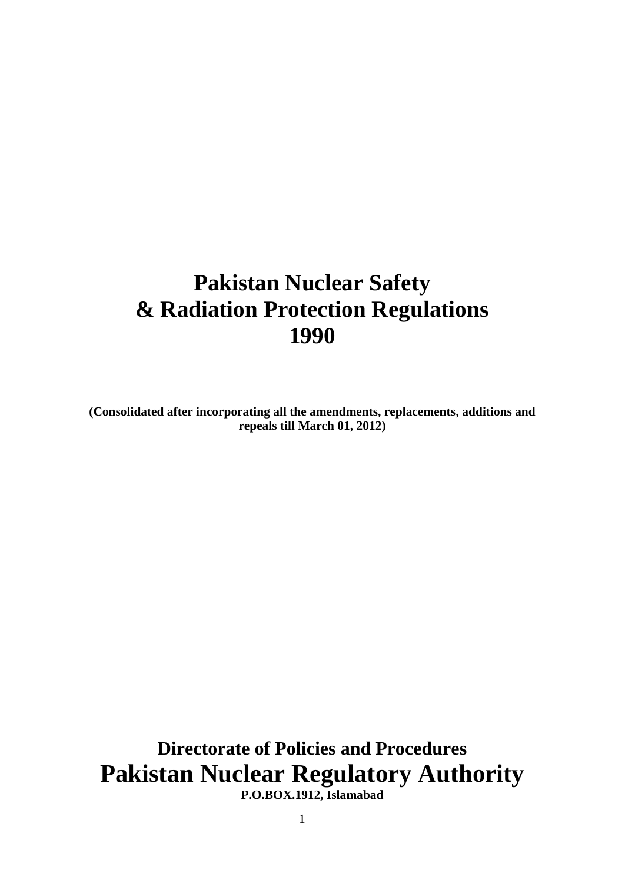# Pakistan Nuclear Safety & Radiation Protection Regulations 1990

**(Consolidated after incorporating all the amendments, replacements, additions and repeals till March 01, 2012)**

**Directorate of Policies and Procedures**

# Pakistan Nuclear Regulatory Authority

**P.O.BOX.1912, Islamabad**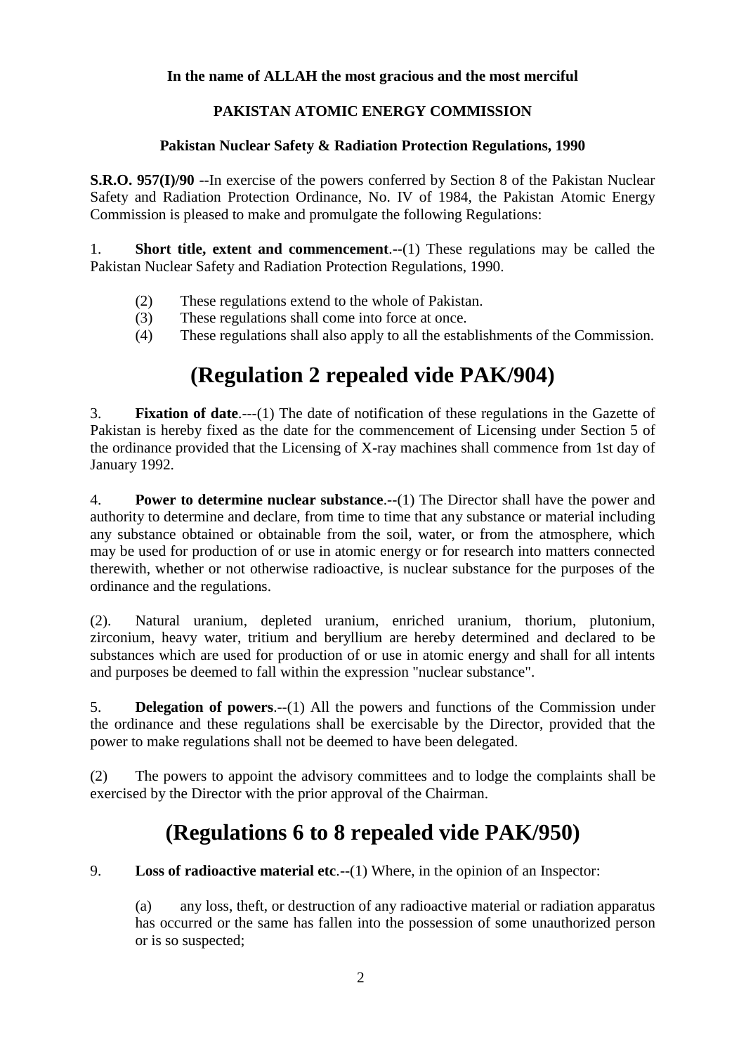**In the name of ALLAH the most gracious and the most merciful**

**PAKISTAN ATOMIC ENERGY COMMISSION**

**Pakistan Nuclear Safety & Radiation Protection Regulations, 1990**

**S.R.O. 957(I)/90** --In exercise of the powers conferred by Section 8 of the Pakistan Nuclear Safety and Radiation Protection Ordinance, No. IV of 1984, the Pakistan Atomic Energy Commission is pleased to make and promulgate the following Regulations:

1. **Short title, extent and commencement**.--(1) These regulations may be called the Pakistan Nuclear Safety and Radiation Protection Regulations, 1990.

   (2) These regulations extend to the whole of Pakistan.
   (3) These regulations shall come into force at once.
   (4) These regulations shall also apply to all the establishments of the Commission.

# (Regulation 2 repealed vide PAK/904)

3. **Fixation of date**.---(1) The date of notification of these regulations in the Gazette of Pakistan is hereby fixed as the date for the commencement of Licensing under Section 5 of the ordinance provided that the Licensing of X-ray machines shall commence from 1st day of January 1992.

4. **Power to determine nuclear substance**.--(1) The Director shall have the power and authority to determine and declare, from time to time that any substance or material including any substance obtained or obtainable from the soil, water, or from the atmosphere, which may be used for production of or use in atomic energy or for research into matters connected therewith, whether or not otherwise radioactive, is nuclear substance for the purposes of the ordinance and the regulations.

(2). Natural uranium, depleted uranium, enriched uranium, thorium, plutonium, zirconium, heavy water, tritium and beryllium are hereby determined and declared to be substances which are used for production of or use in atomic energy and shall for all intents and purposes be deemed to fall within the expression "nuclear substance".

5. **Delegation of powers**.--(1) All the powers and functions of the Commission under the ordinance and these regulations shall be exercisable by the Director, provided that the power to make regulations shall not be deemed to have been delegated.

(2) The powers to appoint the advisory committees and to lodge the complaints shall be exercised by the Director with the prior approval of the Chairman.

# (Regulations 6 to 8 repealed vide PAK/950)

9. **Loss of radioactive material etc**.--(1) Where, in the opinion of an Inspector:

   (a) any loss, theft, or destruction of any radioactive material or radiation apparatus has occurred or the same has fallen into the possession of some unauthorized person or is so suspected;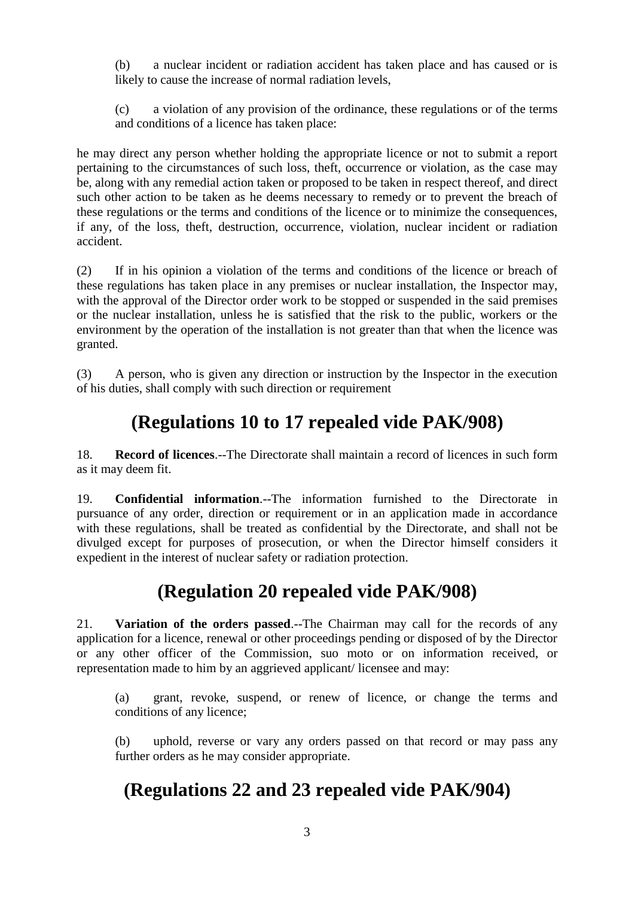(b) a nuclear incident or radiation accident has taken place and has caused or is likely to cause the increase of normal radiation levels,

(c) a violation of any provision of the ordinance, these regulations or of the terms and conditions of a licence has taken place:

he may direct any person whether holding the appropriate licence or not to submit a report pertaining to the circumstances of such loss, theft, occurrence or violation, as the case may be, along with any remedial action taken or proposed to be taken in respect thereof, and direct such other action to be taken as he deems necessary to remedy or to prevent the breach of these regulations or the terms and conditions of the licence or to minimize the consequences, if any, of the loss, theft, destruction, occurrence, violation, nuclear incident or radiation accident.

(2) If in his opinion a violation of the terms and conditions of the licence or breach of these regulations has taken place in any premises or nuclear installation, the Inspector may, with the approval of the Director order work to be stopped or suspended in the said premises or the nuclear installation, unless he is satisfied that the risk to the public, workers or the environment by the operation of the installation is not greater than that when the licence was granted.

(3) A person, who is given any direction or instruction by the Inspector in the execution of his duties, shall comply with such direction or requirement

## (Regulations 10 to 17 repealed vide PAK/908)

18. **Record of licences**.--The Directorate shall maintain a record of licences in such form as it may deem fit.

19. **Confidential information**.--The information furnished to the Directorate in pursuance of any order, direction or requirement or in an application made in accordance with these regulations, shall be treated as confidential by the Directorate, and shall not be divulged except for purposes of prosecution, or when the Director himself considers it expedient in the interest of nuclear safety or radiation protection.

## (Regulation 20 repealed vide PAK/908)

21. **Variation of the orders passed**.--The Chairman may call for the records of any application for a licence, renewal or other proceedings pending or disposed of by the Director or any other officer of the Commission, suo moto or on information received, or representation made to him by an aggrieved applicant/ licensee and may:

(a) grant, revoke, suspend, or renew of licence, or change the terms and conditions of any licence;

(b) uphold, reverse or vary any orders passed on that record or may pass any further orders as he may consider appropriate.

## (Regulations 22 and 23 repealed vide PAK/904)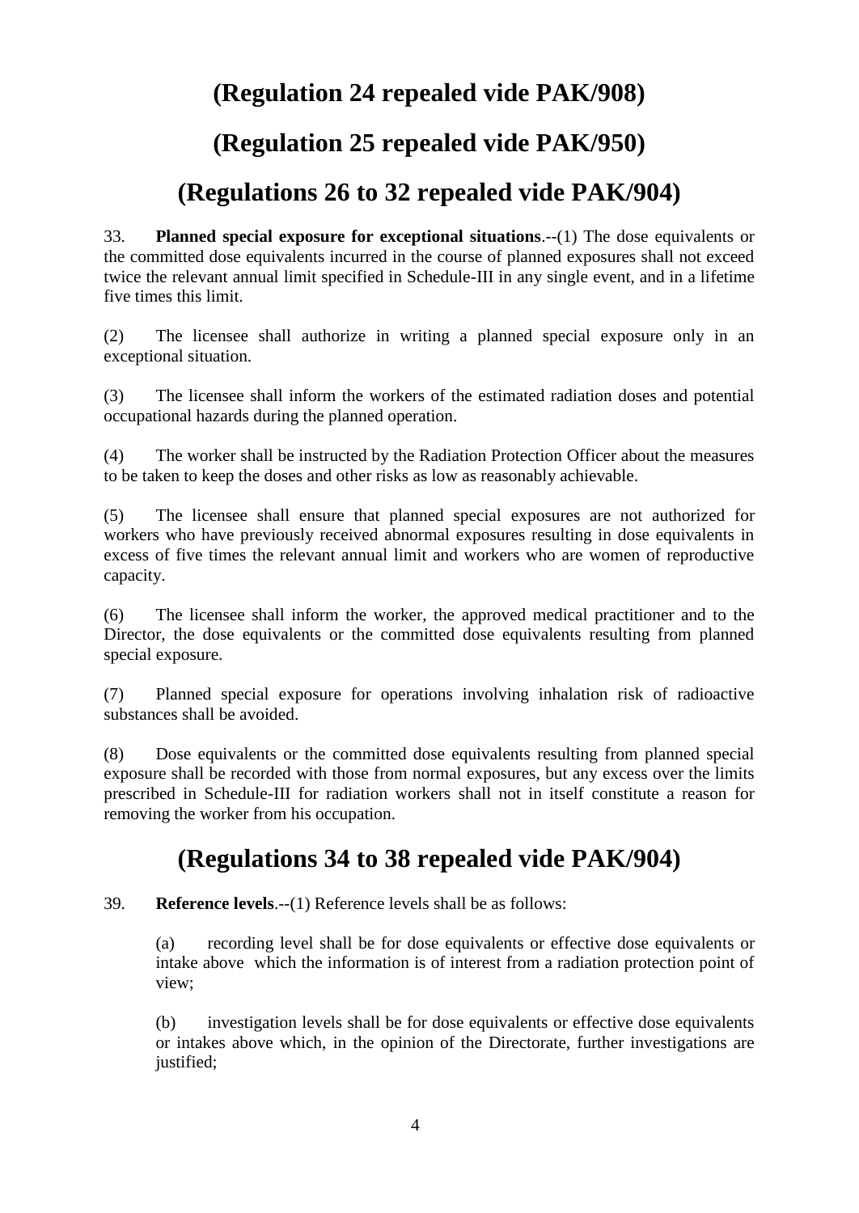## (Regulation 24 repealed vide PAK/908)

## (Regulation 25 repealed vide PAK/950)

## (Regulations 26 to 32 repealed vide PAK/904)

33. **Planned special exposure for exceptional situations**.--(1) The dose equivalents or the committed dose equivalents incurred in the course of planned exposures shall not exceed twice the relevant annual limit specified in Schedule-III in any single event, and in a lifetime five times this limit.

(2) The licensee shall authorize in writing a planned special exposure only in an exceptional situation.

(3) The licensee shall inform the workers of the estimated radiation doses and potential occupational hazards during the planned operation.

(4) The worker shall be instructed by the Radiation Protection Officer about the measures to be taken to keep the doses and other risks as low as reasonably achievable.

(5) The licensee shall ensure that planned special exposures are not authorized for workers who have previously received abnormal exposures resulting in dose equivalents in excess of five times the relevant annual limit and workers who are women of reproductive capacity.

(6) The licensee shall inform the worker, the approved medical practitioner and to the Director, the dose equivalents or the committed dose equivalents resulting from planned special exposure.

(7) Planned special exposure for operations involving inhalation risk of radioactive substances shall be avoided.

(8) Dose equivalents or the committed dose equivalents resulting from planned special exposure shall be recorded with those from normal exposures, but any excess over the limits prescribed in Schedule-III for radiation workers shall not in itself constitute a reason for removing the worker from his occupation.

## (Regulations 34 to 38 repealed vide PAK/904)

39. **Reference levels**.--(1) Reference levels shall be as follows:

(a) recording level shall be for dose equivalents or effective dose equivalents or intake above which the information is of interest from a radiation protection point of view;

(b) investigation levels shall be for dose equivalents or effective dose equivalents or intakes above which, in the opinion of the Directorate, further investigations are justified;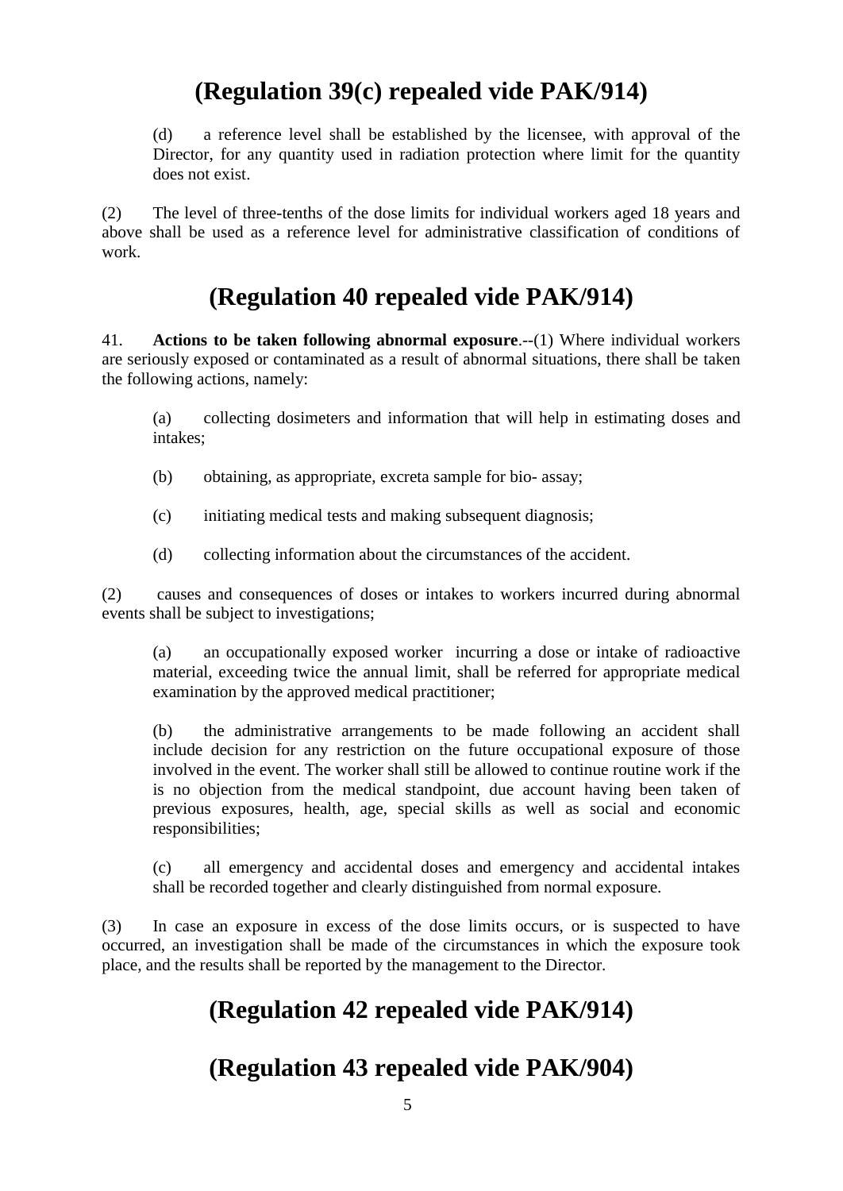## (Regulation 39(c) repealed vide PAK/914)

(d) a reference level shall be established by the licensee, with approval of the Director, for any quantity used in radiation protection where limit for the quantity does not exist.

(2) The level of three-tenths of the dose limits for individual workers aged 18 years and above shall be used as a reference level for administrative classification of conditions of work.

## (Regulation 40 repealed vide PAK/914)

41. **Actions to be taken following abnormal exposure**.--(1) Where individual workers are seriously exposed or contaminated as a result of abnormal situations, there shall be taken the following actions, namely:

(a) collecting dosimeters and information that will help in estimating doses and intakes;

(b) obtaining, as appropriate, excreta sample for bio- assay;

(c) initiating medical tests and making subsequent diagnosis;

(d) collecting information about the circumstances of the accident.

(2) causes and consequences of doses or intakes to workers incurred during abnormal events shall be subject to investigations;

(a) an occupationally exposed worker incurring a dose or intake of radioactive material, exceeding twice the annual limit, shall be referred for appropriate medical examination by the approved medical practitioner;

(b) the administrative arrangements to be made following an accident shall include decision for any restriction on the future occupational exposure of those involved in the event. The worker shall still be allowed to continue routine work if the is no objection from the medical standpoint, due account having been taken of previous exposures, health, age, special skills as well as social and economic responsibilities;

(c) all emergency and accidental doses and emergency and accidental intakes shall be recorded together and clearly distinguished from normal exposure.

(3) In case an exposure in excess of the dose limits occurs, or is suspected to have occurred, an investigation shall be made of the circumstances in which the exposure took place, and the results shall be reported by the management to the Director.

## (Regulation 42 repealed vide PAK/914)

## (Regulation 43 repealed vide PAK/904)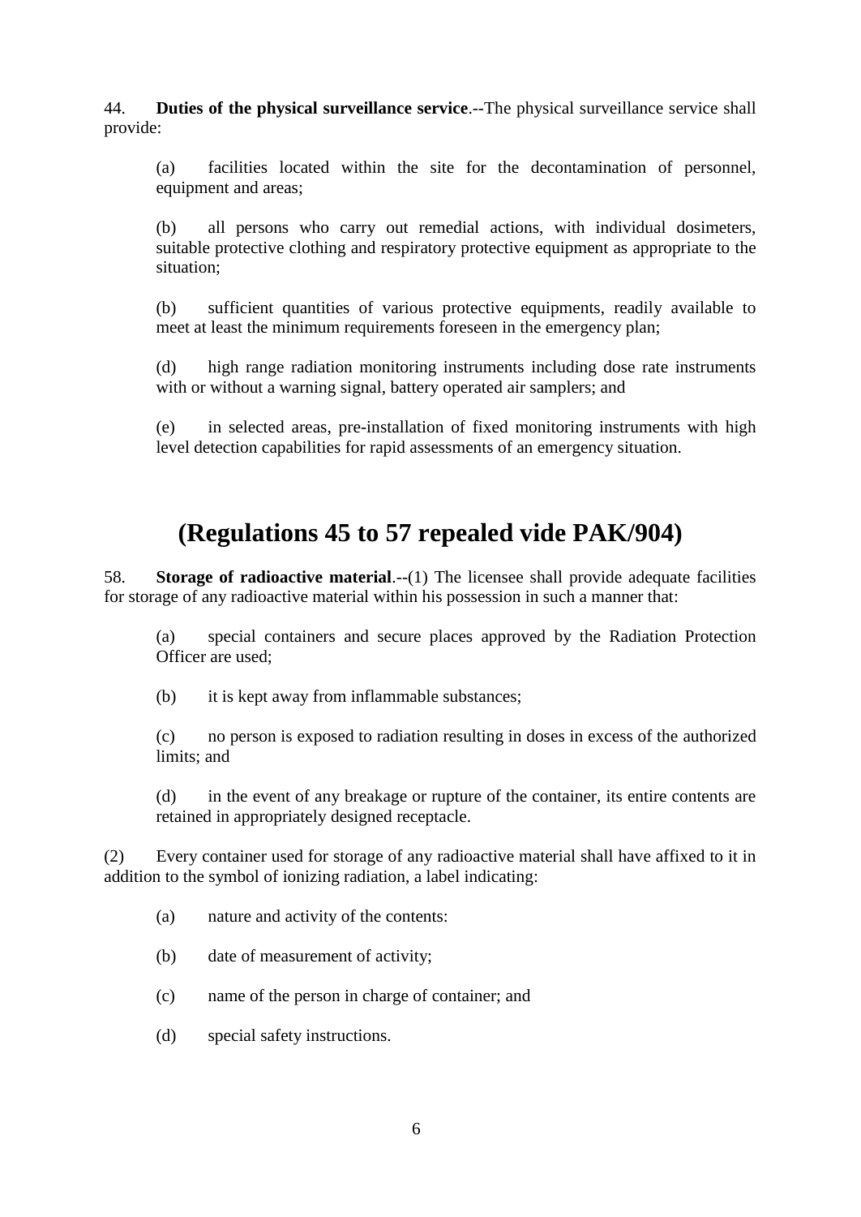44. **Duties of the physical surveillance service**.--The physical surveillance service shall provide:

(a) facilities located within the site for the decontamination of personnel, equipment and areas;

(b) all persons who carry out remedial actions, with individual dosimeters, suitable protective clothing and respiratory protective equipment as appropriate to the situation;

(b) sufficient quantities of various protective equipments, readily available to meet at least the minimum requirements foreseen in the emergency plan;

(d) high range radiation monitoring instruments including dose rate instruments with or without a warning signal, battery operated air samplers; and

(e) in selected areas, pre-installation of fixed monitoring instruments with high level detection capabilities for rapid assessments of an emergency situation.

## (Regulations 45 to 57 repealed vide PAK/904)

58. **Storage of radioactive material**.--(1) The licensee shall provide adequate facilities for storage of any radioactive material within his possession in such a manner that:

(a) special containers and secure places approved by the Radiation Protection Officer are used;

(b) it is kept away from inflammable substances;

(c) no person is exposed to radiation resulting in doses in excess of the authorized limits; and

(d) in the event of any breakage or rupture of the container, its entire contents are retained in appropriately designed receptacle.

(2) Every container used for storage of any radioactive material shall have affixed to it in addition to the symbol of ionizing radiation, a label indicating:

(a) nature and activity of the contents:

(b) date of measurement of activity;

(c) name of the person in charge of container; and

(d) special safety instructions.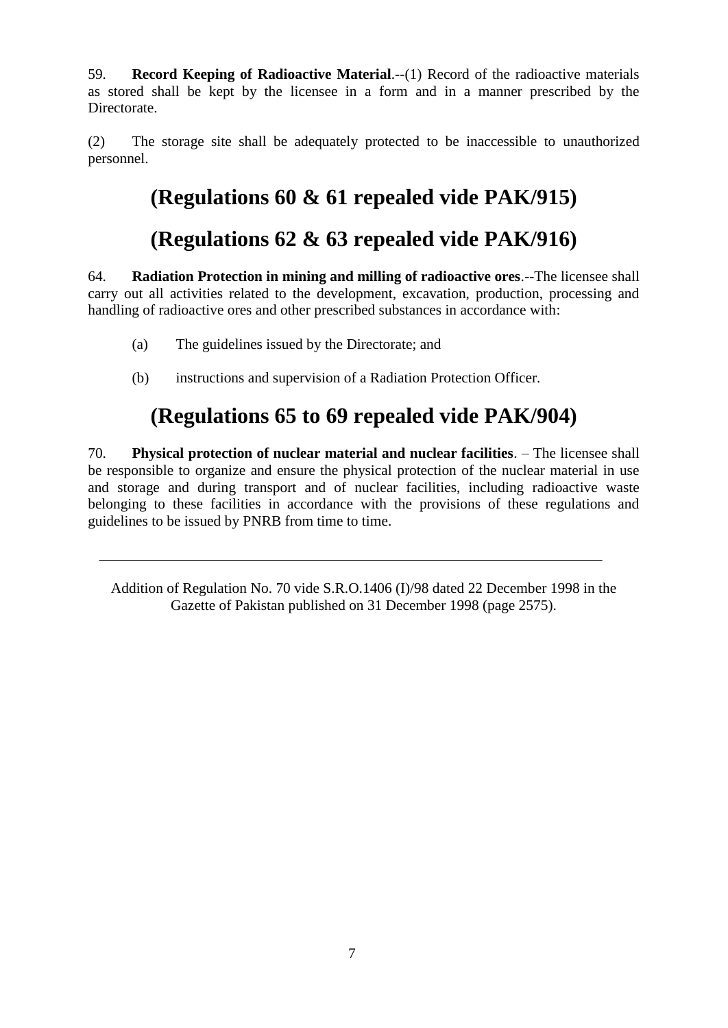59. **Record Keeping of Radioactive Material**.--(1) Record of the radioactive materials as stored shall be kept by the licensee in a form and in a manner prescribed by the Directorate.

(2) The storage site shall be adequately protected to be inaccessible to unauthorized personnel.

## (Regulations 60 & 61 repealed vide PAK/915)

## (Regulations 62 & 63 repealed vide PAK/916)

64. **Radiation Protection in mining and milling of radioactive ores**.--The licensee shall carry out all activities related to the development, excavation, production, processing and handling of radioactive ores and other prescribed substances in accordance with:

(a) The guidelines issued by the Directorate; and

(b) instructions and supervision of a Radiation Protection Officer.

## (Regulations 65 to 69 repealed vide PAK/904)

70. **Physical protection of nuclear material and nuclear facilities**. – The licensee shall be responsible to organize and ensure the physical protection of the nuclear material in use and storage and during transport and of nuclear facilities, including radioactive waste belonging to these facilities in accordance with the provisions of these regulations and guidelines to be issued by PNRB from time to time.

---

Addition of Regulation No. 70 vide S.R.O.1406 (I)/98 dated 22 December 1998 in the Gazette of Pakistan published on 31 December 1998 (page 2575).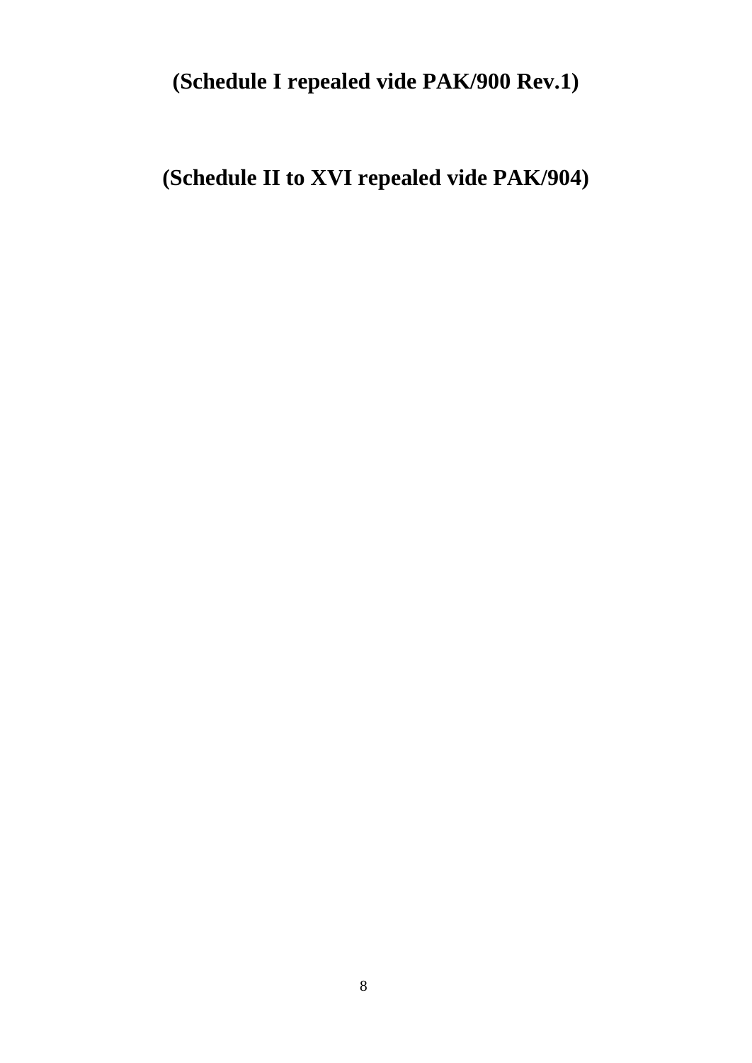**(Schedule I repealed vide PAK/900 Rev.1)**

**(Schedule II to XVI repealed vide PAK/904)**